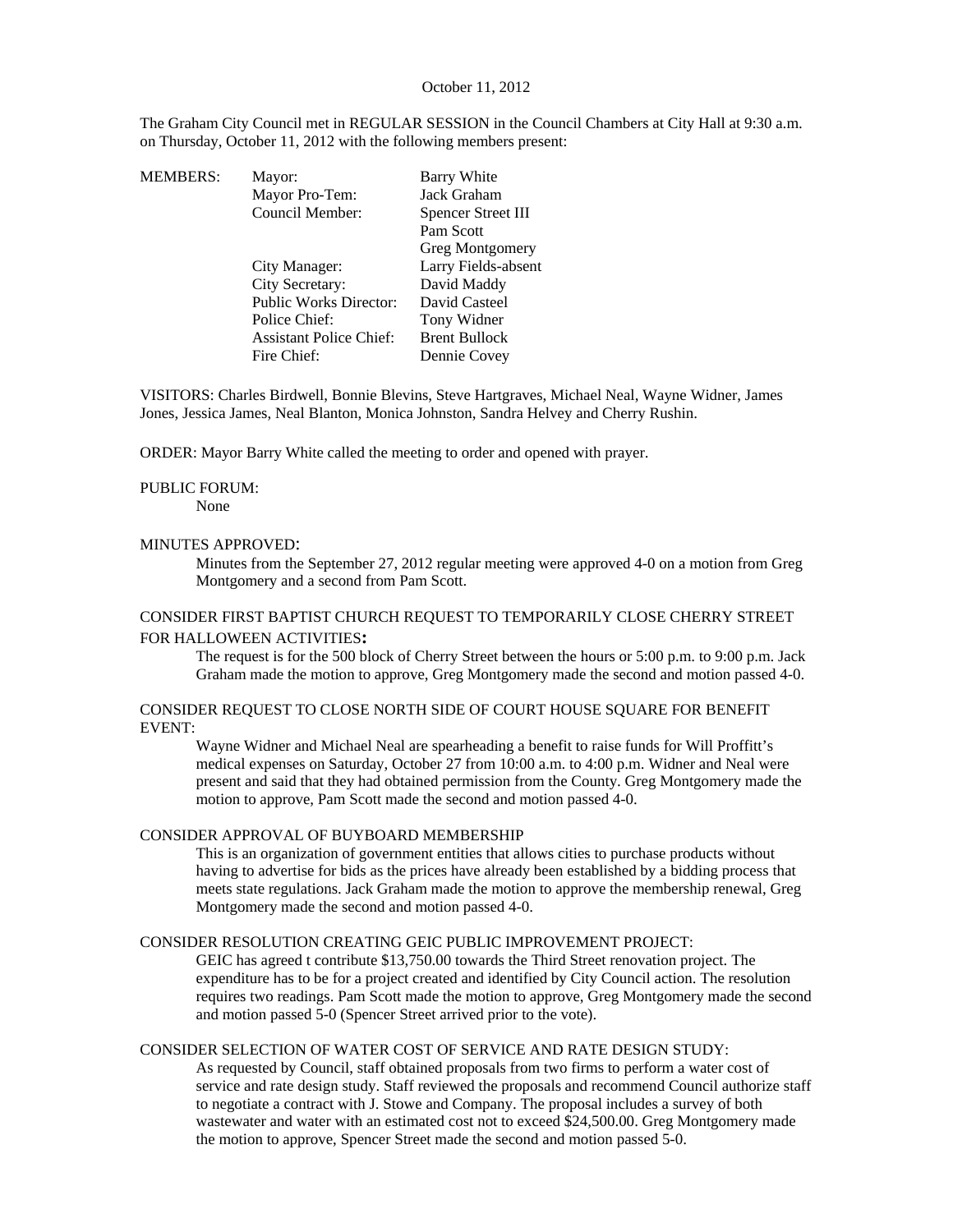October 11, 2012

The Graham City Council met in REGULAR SESSION in the Council Chambers at City Hall at 9:30 a.m. on Thursday, October 11, 2012 with the following members present:

| MEMBERS: | Mayor: | Barry White |
|---|---|---|
| | Mayor Pro-Tem: | Jack Graham |
| | Council Member: | Spencer Street III |
| | | Pam Scott |
| | | Greg Montgomery |
| | City Manager: | Larry Fields-absent |
| | City Secretary: | David Maddy |
| | Public Works Director: | David Casteel |
| | Police Chief: | Tony Widner |
| | Assistant Police Chief: | Brent Bullock |
| | Fire Chief: | Dennie Covey |

VISITORS: Charles Birdwell, Bonnie Blevins, Steve Hartgraves, Michael Neal, Wayne Widner, James Jones, Jessica James, Neal Blanton, Monica Johnston, Sandra Helvey and Cherry Rushin.

ORDER: Mayor Barry White called the meeting to order and opened with prayer.

PUBLIC FORUM:

None

MINUTES APPROVED:

Minutes from the September 27, 2012 regular meeting were approved 4-0 on a motion from Greg Montgomery and a second from Pam Scott.

CONSIDER FIRST BAPTIST CHURCH REQUEST TO TEMPORARILY CLOSE CHERRY STREET FOR HALLOWEEN ACTIVITIES**:**

The request is for the 500 block of Cherry Street between the hours or 5:00 p.m. to 9:00 p.m. Jack Graham made the motion to approve, Greg Montgomery made the second and motion passed 4-0.

CONSIDER REQUEST TO CLOSE NORTH SIDE OF COURT HOUSE SQUARE FOR BENEFIT EVENT:

Wayne Widner and Michael Neal are spearheading a benefit to raise funds for Will Proffitt's medical expenses on Saturday, October 27 from 10:00 a.m. to 4:00 p.m. Widner and Neal were present and said that they had obtained permission from the County. Greg Montgomery made the motion to approve, Pam Scott made the second and motion passed 4-0.

CONSIDER APPROVAL OF BUYBOARD MEMBERSHIP

This is an organization of government entities that allows cities to purchase products without having to advertise for bids as the prices have already been established by a bidding process that meets state regulations. Jack Graham made the motion to approve the membership renewal, Greg Montgomery made the second and motion passed 4-0.

CONSIDER RESOLUTION CREATING GEIC PUBLIC IMPROVEMENT PROJECT:

GEIC has agreed t contribute $13,750.00 towards the Third Street renovation project. The expenditure has to be for a project created and identified by City Council action. The resolution requires two readings. Pam Scott made the motion to approve, Greg Montgomery made the second and motion passed 5-0 (Spencer Street arrived prior to the vote).

CONSIDER SELECTION OF WATER COST OF SERVICE AND RATE DESIGN STUDY:

As requested by Council, staff obtained proposals from two firms to perform a water cost of service and rate design study. Staff reviewed the proposals and recommend Council authorize staff to negotiate a contract with J. Stowe and Company. The proposal includes a survey of both wastewater and water with an estimated cost not to exceed $24,500.00. Greg Montgomery made the motion to approve, Spencer Street made the second and motion passed 5-0.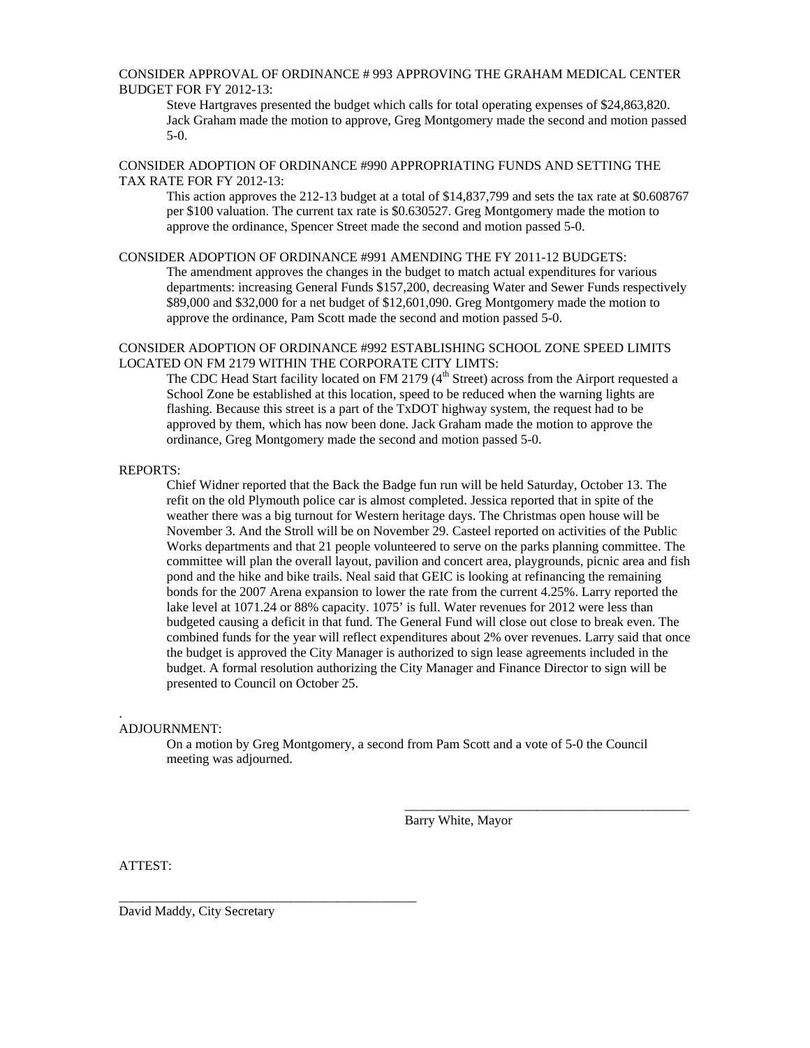CONSIDER APPROVAL OF ORDINANCE # 993 APPROVING THE GRAHAM MEDICAL CENTER BUDGET FOR FY 2012-13:

Steve Hartgraves presented the budget which calls for total operating expenses of $24,863,820. Jack Graham made the motion to approve, Greg Montgomery made the second and motion passed 5-0.

CONSIDER ADOPTION OF ORDINANCE #990 APPROPRIATING FUNDS AND SETTING THE TAX RATE FOR FY 2012-13:

This action approves the 212-13 budget at a total of $14,837,799 and sets the tax rate at $0.608767 per $100 valuation. The current tax rate is $0.630527. Greg Montgomery made the motion to approve the ordinance, Spencer Street made the second and motion passed 5-0.

CONSIDER ADOPTION OF ORDINANCE #991 AMENDING THE FY 2011-12 BUDGETS:

The amendment approves the changes in the budget to match actual expenditures for various departments: increasing General Funds $157,200, decreasing Water and Sewer Funds respectively $89,000 and $32,000 for a net budget of $12,601,090. Greg Montgomery made the motion to approve the ordinance, Pam Scott made the second and motion passed 5-0.

CONSIDER ADOPTION OF ORDINANCE #992 ESTABLISHING SCHOOL ZONE SPEED LIMITS LOCATED ON FM 2179 WITHIN THE CORPORATE CITY LIMTS:

The CDC Head Start facility located on FM 2179 (4th Street) across from the Airport requested a School Zone be established at this location, speed to be reduced when the warning lights are flashing. Because this street is a part of the TxDOT highway system, the request had to be approved by them, which has now been done. Jack Graham made the motion to approve the ordinance, Greg Montgomery made the second and motion passed 5-0.

REPORTS:

Chief Widner reported that the Back the Badge fun run will be held Saturday, October 13. The refit on the old Plymouth police car is almost completed. Jessica reported that in spite of the weather there was a big turnout for Western heritage days. The Christmas open house will be November 3. And the Stroll will be on November 29. Casteel reported on activities of the Public Works departments and that 21 people volunteered to serve on the parks planning committee. The committee will plan the overall layout, pavilion and concert area, playgrounds, picnic area and fish pond and the hike and bike trails. Neal said that GEIC is looking at refinancing the remaining bonds for the 2007 Arena expansion to lower the rate from the current 4.25%. Larry reported the lake level at 1071.24 or 88% capacity. 1075' is full. Water revenues for 2012 were less than budgeted causing a deficit in that fund. The General Fund will close out close to break even. The combined funds for the year will reflect expenditures about 2% over revenues. Larry said that once the budget is approved the City Manager is authorized to sign lease agreements included in the budget. A formal resolution authorizing the City Manager and Finance Director to sign will be presented to Council on October 25.

.

ADJOURNMENT:

On a motion by Greg Montgomery, a second from Pam Scott and a vote of 5-0 the Council meeting was adjourned.

_____________________________________________
Barry White, Mayor

ATTEST:

_____________________________________________
David Maddy, City Secretary